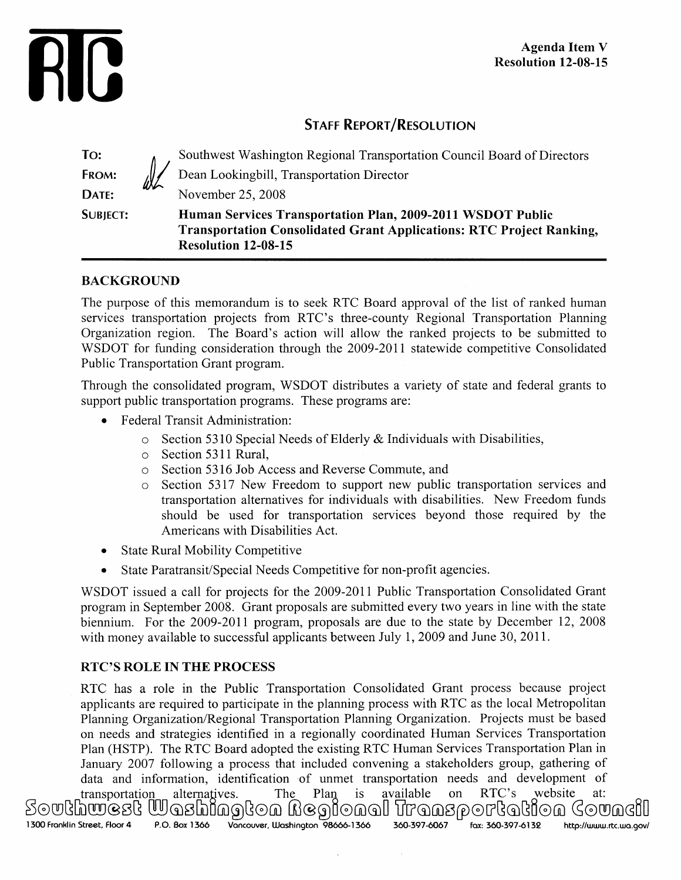Agenda Item V
Resolution 12-08-15

## STAFF REPORT/RESOLUTION

| | |
|---|---|
| **TO:** | Southwest Washington Regional Transportation Council Board of Directors |
| **FROM:** | Dean Lookingbill, Transportation Director |
| **DATE:** | November 25, 2008 |
| **SUBJECT:** | **Human Services Transportation Plan, 2009-2011 WSDOT Public Transportation Consolidated Grant Applications: RTC Project Ranking, Resolution 12-08-15** |

### BACKGROUND

The purpose of this memorandum is to seek RTC Board approval of the list of ranked human services transportation projects from RTC's three-county Regional Transportation Planning Organization region. The Board's action will allow the ranked projects to be submitted to WSDOT for funding consideration through the 2009-2011 statewide competitive Consolidated Public Transportation Grant program.

Through the consolidated program, WSDOT distributes a variety of state and federal grants to support public transportation programs. These programs are:

- Federal Transit Administration:
  - Section 5310 Special Needs of Elderly & Individuals with Disabilities,
  - Section 5311 Rural,
  - Section 5316 Job Access and Reverse Commute, and
  - Section 5317 New Freedom to support new public transportation services and transportation alternatives for individuals with disabilities. New Freedom funds should be used for transportation services beyond those required by the Americans with Disabilities Act.
- State Rural Mobility Competitive
- State Paratransit/Special Needs Competitive for non-profit agencies.

WSDOT issued a call for projects for the 2009-2011 Public Transportation Consolidated Grant program in September 2008. Grant proposals are submitted every two years in line with the state biennium. For the 2009-2011 program, proposals are due to the state by December 12, 2008 with money available to successful applicants between July 1, 2009 and June 30, 2011.

### RTC'S ROLE IN THE PROCESS

RTC has a role in the Public Transportation Consolidated Grant process because project applicants are required to participate in the planning process with RTC as the local Metropolitan Planning Organization/Regional Transportation Planning Organization. Projects must be based on needs and strategies identified in a regionally coordinated Human Services Transportation Plan (HSTP). The RTC Board adopted the existing RTC Human Services Transportation Plan in January 2007 following a process that included convening a stakeholders group, gathering of data and information, identification of unmet transportation needs and development of transportation alternatives. The Plan is available on RTC's website at: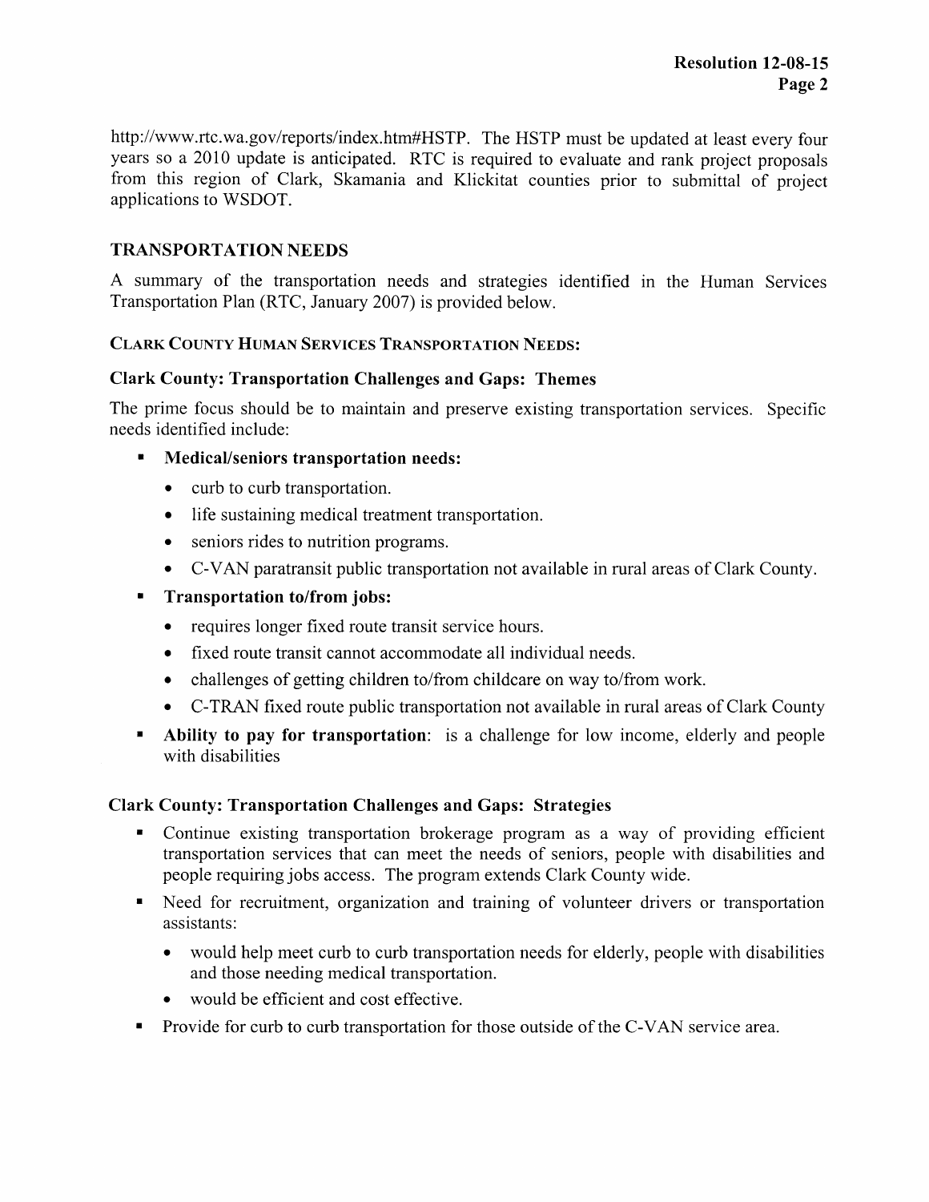http://www.rtc.wa.gov/reports/index.htm#HSTP. The HSTP must be updated at least every four years so a 2010 update is anticipated. RTC is required to evaluate and rank project proposals from this region of Clark, Skamania and Klickitat counties prior to submittal of project applications to WSDOT.

## TRANSPORTATION NEEDS

A summary of the transportation needs and strategies identified in the Human Services Transportation Plan (RTC, January 2007) is provided below.

### CLARK COUNTY HUMAN SERVICES TRANSPORTATION NEEDS:

### Clark County: Transportation Challenges and Gaps: Themes

The prime focus should be to maintain and preserve existing transportation services. Specific needs identified include:

- **Medical/seniors transportation needs:**
  - curb to curb transportation.
  - life sustaining medical treatment transportation.
  - seniors rides to nutrition programs.
  - C-VAN paratransit public transportation not available in rural areas of Clark County.
- **Transportation to/from jobs:**
  - requires longer fixed route transit service hours.
  - fixed route transit cannot accommodate all individual needs.
  - challenges of getting children to/from childcare on way to/from work.
  - C-TRAN fixed route public transportation not available in rural areas of Clark County
- **Ability to pay for transportation**: is a challenge for low income, elderly and people with disabilities

### Clark County: Transportation Challenges and Gaps: Strategies

- Continue existing transportation brokerage program as a way of providing efficient transportation services that can meet the needs of seniors, people with disabilities and people requiring jobs access. The program extends Clark County wide.
- Need for recruitment, organization and training of volunteer drivers or transportation assistants:
  - would help meet curb to curb transportation needs for elderly, people with disabilities and those needing medical transportation.
  - would be efficient and cost effective.
- Provide for curb to curb transportation for those outside of the C-VAN service area.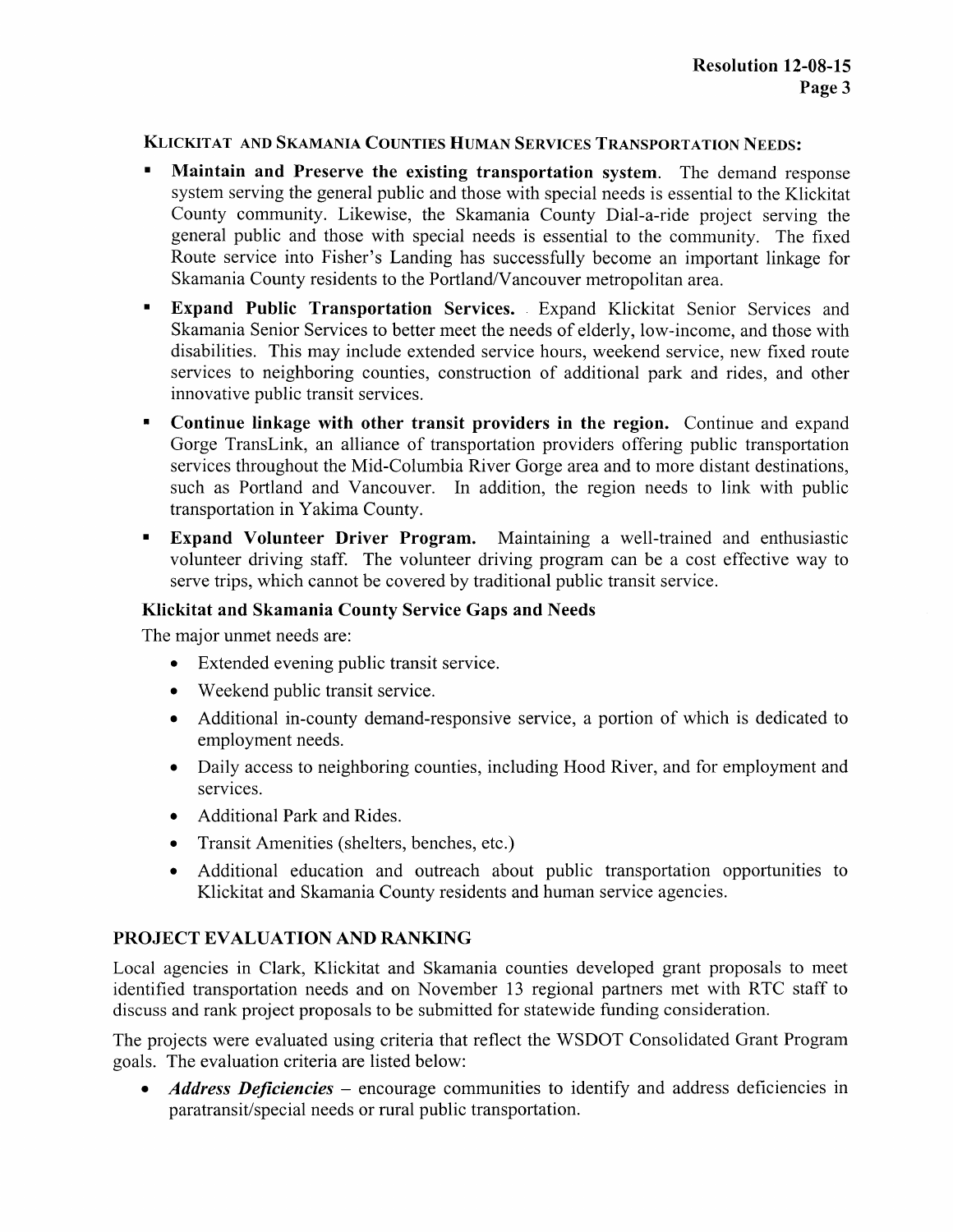**KLICKITAT AND SKAMANIA COUNTIES HUMAN SERVICES TRANSPORTATION NEEDS:**

- **Maintain and Preserve the existing transportation system.** The demand response system serving the general public and those with special needs is essential to the Klickitat County community. Likewise, the Skamania County Dial-a-ride project serving the general public and those with special needs is essential to the community. The fixed Route service into Fisher's Landing has successfully become an important linkage for Skamania County residents to the Portland/Vancouver metropolitan area.
- **Expand Public Transportation Services.** Expand Klickitat Senior Services and Skamania Senior Services to better meet the needs of elderly, low-income, and those with disabilities. This may include extended service hours, weekend service, new fixed route services to neighboring counties, construction of additional park and rides, and other innovative public transit services.
- **Continue linkage with other transit providers in the region.** Continue and expand Gorge TransLink, an alliance of transportation providers offering public transportation services throughout the Mid-Columbia River Gorge area and to more distant destinations, such as Portland and Vancouver. In addition, the region needs to link with public transportation in Yakima County.
- **Expand Volunteer Driver Program.** Maintaining a well-trained and enthusiastic volunteer driving staff. The volunteer driving program can be a cost effective way to serve trips, which cannot be covered by traditional public transit service.

**Klickitat and Skamania County Service Gaps and Needs**

The major unmet needs are:

- Extended evening public transit service.
- Weekend public transit service.
- Additional in-county demand-responsive service, a portion of which is dedicated to employment needs.
- Daily access to neighboring counties, including Hood River, and for employment and services.
- Additional Park and Rides.
- Transit Amenities (shelters, benches, etc.)
- Additional education and outreach about public transportation opportunities to Klickitat and Skamania County residents and human service agencies.

## PROJECT EVALUATION AND RANKING

Local agencies in Clark, Klickitat and Skamania counties developed grant proposals to meet identified transportation needs and on November 13 regional partners met with RTC staff to discuss and rank project proposals to be submitted for statewide funding consideration.

The projects were evaluated using criteria that reflect the WSDOT Consolidated Grant Program goals. The evaluation criteria are listed below:

- ***Address Deficiencies*** – encourage communities to identify and address deficiencies in paratransit/special needs or rural public transportation.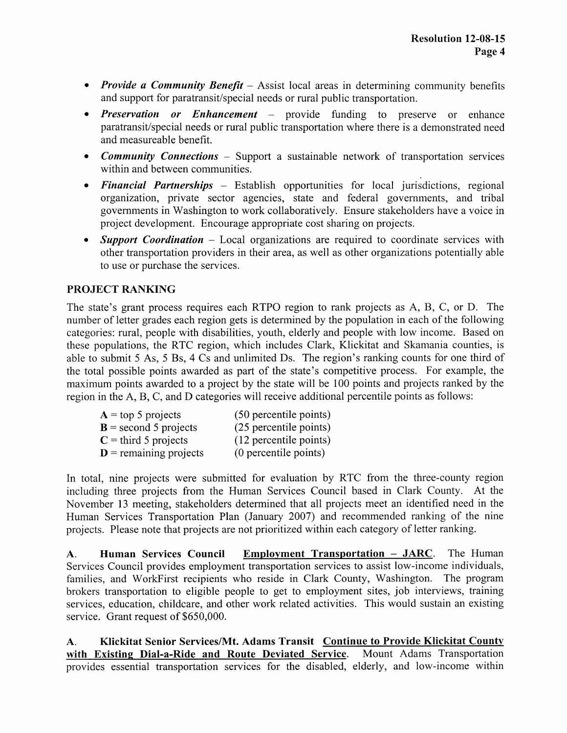- ***Provide a Community Benefit*** – Assist local areas in determining community benefits and support for paratransit/special needs or rural public transportation.
- ***Preservation or Enhancement*** – provide funding to preserve or enhance paratransit/special needs or rural public transportation where there is a demonstrated need and measureable benefit.
- ***Community Connections*** – Support a sustainable network of transportation services within and between communities.
- ***Financial Partnerships*** – Establish opportunities for local jurisdictions, regional organization, private sector agencies, state and federal governments, and tribal governments in Washington to work collaboratively. Ensure stakeholders have a voice in project development. Encourage appropriate cost sharing on projects.
- ***Support Coordination*** – Local organizations are required to coordinate services with other transportation providers in their area, as well as other organizations potentially able to use or purchase the services.

**PROJECT RANKING**

The state's grant process requires each RTPO region to rank projects as A, B, C, or D. The number of letter grades each region gets is determined by the population in each of the following categories: rural, people with disabilities, youth, elderly and people with low income. Based on these populations, the RTC region, which includes Clark, Klickitat and Skamania counties, is able to submit 5 As, 5 Bs, 4 Cs and unlimited Ds. The region's ranking counts for one third of the total possible points awarded as part of the state's competitive process. For example, the maximum points awarded to a project by the state will be 100 points and projects ranked by the region in the A, B, C, and D categories will receive additional percentile points as follows:

| | |
|---|---|
| **A** = top 5 projects | (50 percentile points) |
| **B** = second 5 projects | (25 percentile points) |
| **C** = third 5 projects | (12 percentile points) |
| **D** = remaining projects | (0 percentile points) |

In total, nine projects were submitted for evaluation by RTC from the three-county region including three projects from the Human Services Council based in Clark County. At the November 13 meeting, stakeholders determined that all projects meet an identified need in the Human Services Transportation Plan (January 2007) and recommended ranking of the nine projects. Please note that projects are not prioritized within each category of letter ranking.

**A. Human Services Council** <u>**Employment Transportation – JARC**</u>. The Human Services Council provides employment transportation services to assist low-income individuals, families, and WorkFirst recipients who reside in Clark County, Washington. The program brokers transportation to eligible people to get to employment sites, job interviews, training services, education, childcare, and other work related activities. This would sustain an existing service. Grant request of $650,000.

**A. Klickitat Senior Services/Mt. Adams Transit** <u>**Continue to Provide Klickitat County with Existing Dial-a-Ride and Route Deviated Service**</u>. Mount Adams Transportation provides essential transportation services for the disabled, elderly, and low-income within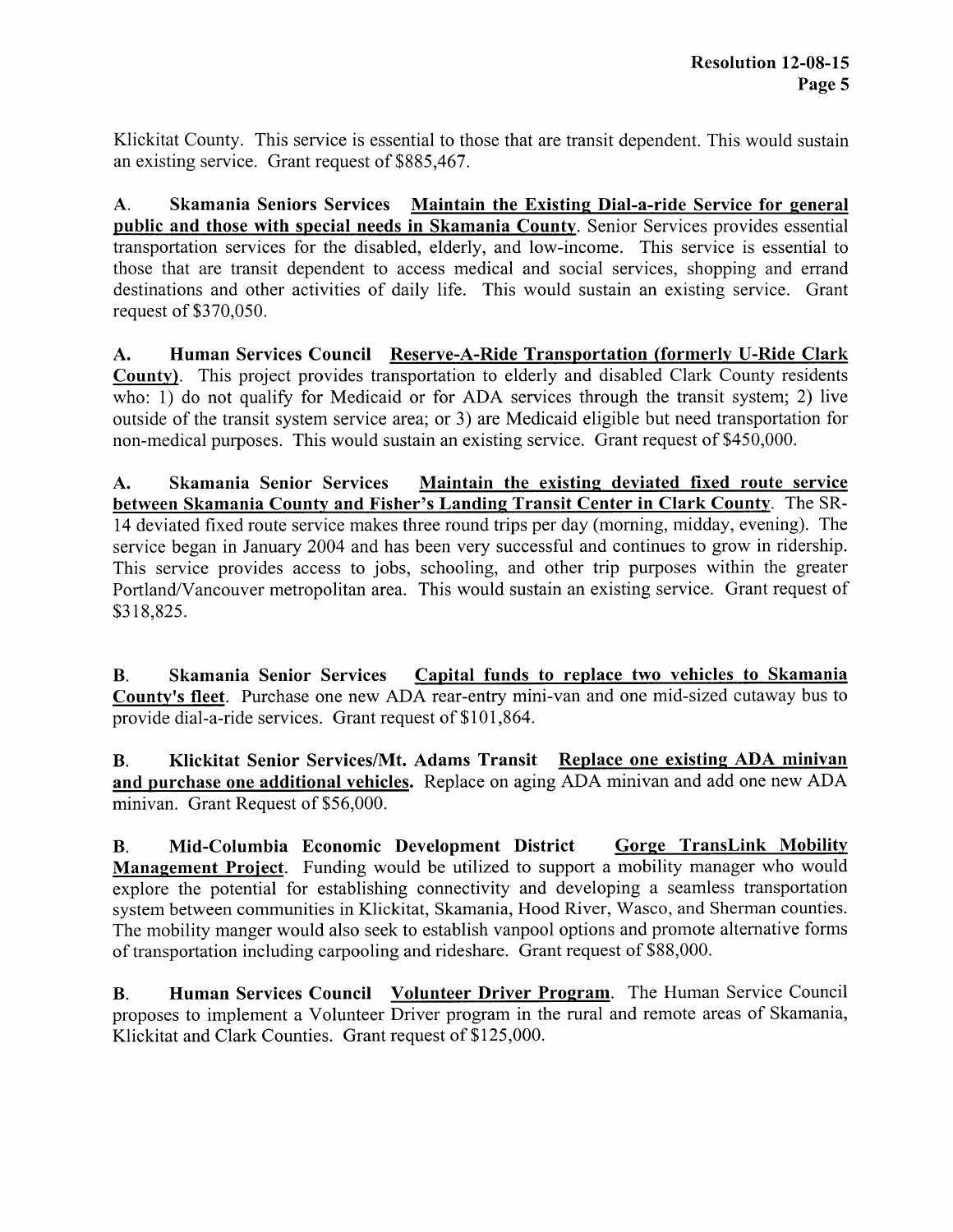Klickitat County. This service is essential to those that are transit dependent. This would sustain an existing service. Grant request of $885,467.

A. **Skamania Seniors Services** **Maintain the Existing Dial-a-ride Service for general public and those with special needs in Skamania County**. Senior Services provides essential transportation services for the disabled, elderly, and low-income. This service is essential to those that are transit dependent to access medical and social services, shopping and errand destinations and other activities of daily life. This would sustain an existing service. Grant request of $370,050.

A. **Human Services Council** **Reserve-A-Ride Transportation (formerly U-Ride Clark County)**. This project provides transportation to elderly and disabled Clark County residents who: 1) do not qualify for Medicaid or for ADA services through the transit system; 2) live outside of the transit system service area; or 3) are Medicaid eligible but need transportation for non-medical purposes. This would sustain an existing service. Grant request of $450,000.

A. **Skamania Senior Services** **Maintain the existing deviated fixed route service between Skamania County and Fisher's Landing Transit Center in Clark County**. The SR-14 deviated fixed route service makes three round trips per day (morning, midday, evening). The service began in January 2004 and has been very successful and continues to grow in ridership. This service provides access to jobs, schooling, and other trip purposes within the greater Portland/Vancouver metropolitan area. This would sustain an existing service. Grant request of $318,825.

B. **Skamania Senior Services** **Capital funds to replace two vehicles to Skamania County's fleet**. Purchase one new ADA rear-entry mini-van and one mid-sized cutaway bus to provide dial-a-ride services. Grant request of $101,864.

B. **Klickitat Senior Services/Mt. Adams Transit** **Replace one existing ADA minivan and purchase one additional vehicles.** Replace on aging ADA minivan and add one new ADA minivan. Grant Request of $56,000.

B. **Mid-Columbia Economic Development District** **Gorge TransLink Mobility Management Project**. Funding would be utilized to support a mobility manager who would explore the potential for establishing connectivity and developing a seamless transportation system between communities in Klickitat, Skamania, Hood River, Wasco, and Sherman counties. The mobility manger would also seek to establish vanpool options and promote alternative forms of transportation including carpooling and rideshare. Grant request of $88,000.

B. **Human Services Council** **Volunteer Driver Program**. The Human Service Council proposes to implement a Volunteer Driver program in the rural and remote areas of Skamania, Klickitat and Clark Counties. Grant request of $125,000.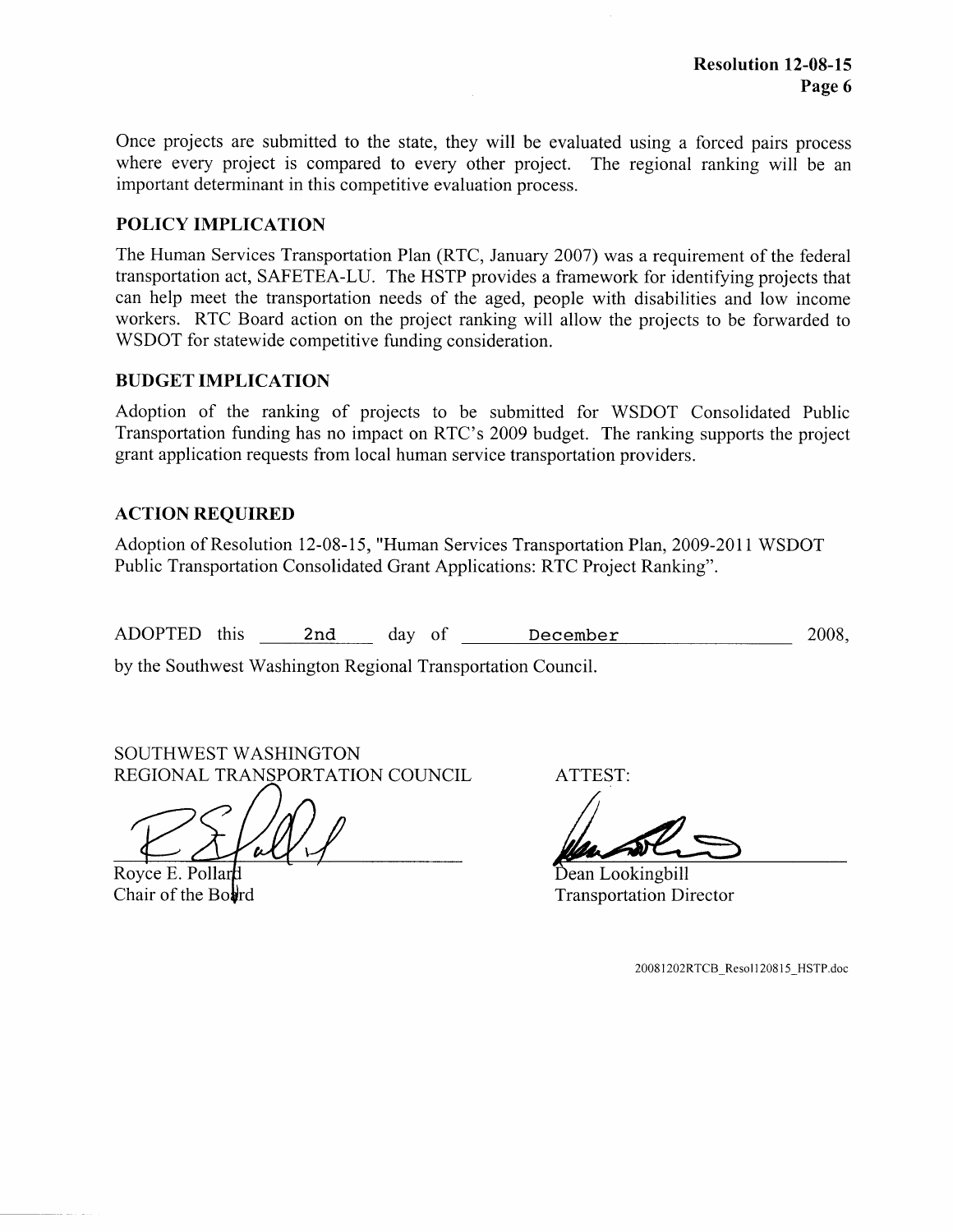Once projects are submitted to the state, they will be evaluated using a forced pairs process where every project is compared to every other project. The regional ranking will be an important determinant in this competitive evaluation process.

## POLICY IMPLICATION

The Human Services Transportation Plan (RTC, January 2007) was a requirement of the federal transportation act, SAFETEA-LU. The HSTP provides a framework for identifying projects that can help meet the transportation needs of the aged, people with disabilities and low income workers. RTC Board action on the project ranking will allow the projects to be forwarded to WSDOT for statewide competitive funding consideration.

## BUDGET IMPLICATION

Adoption of the ranking of projects to be submitted for WSDOT Consolidated Public Transportation funding has no impact on RTC's 2009 budget. The ranking supports the project grant application requests from local human service transportation providers.

## ACTION REQUIRED

Adoption of Resolution 12-08-15, "Human Services Transportation Plan, 2009-2011 WSDOT Public Transportation Consolidated Grant Applications: RTC Project Ranking".

ADOPTED this 2nd day of December 2008,

by the Southwest Washington Regional Transportation Council.

SOUTHWEST WASHINGTON
REGIONAL TRANSPORTATION COUNCIL

Royce E. Pollard
Chair of the Board

ATTEST:

Dean Lookingbill
Transportation Director

20081202RTCB_Resol120815_HSTP.doc